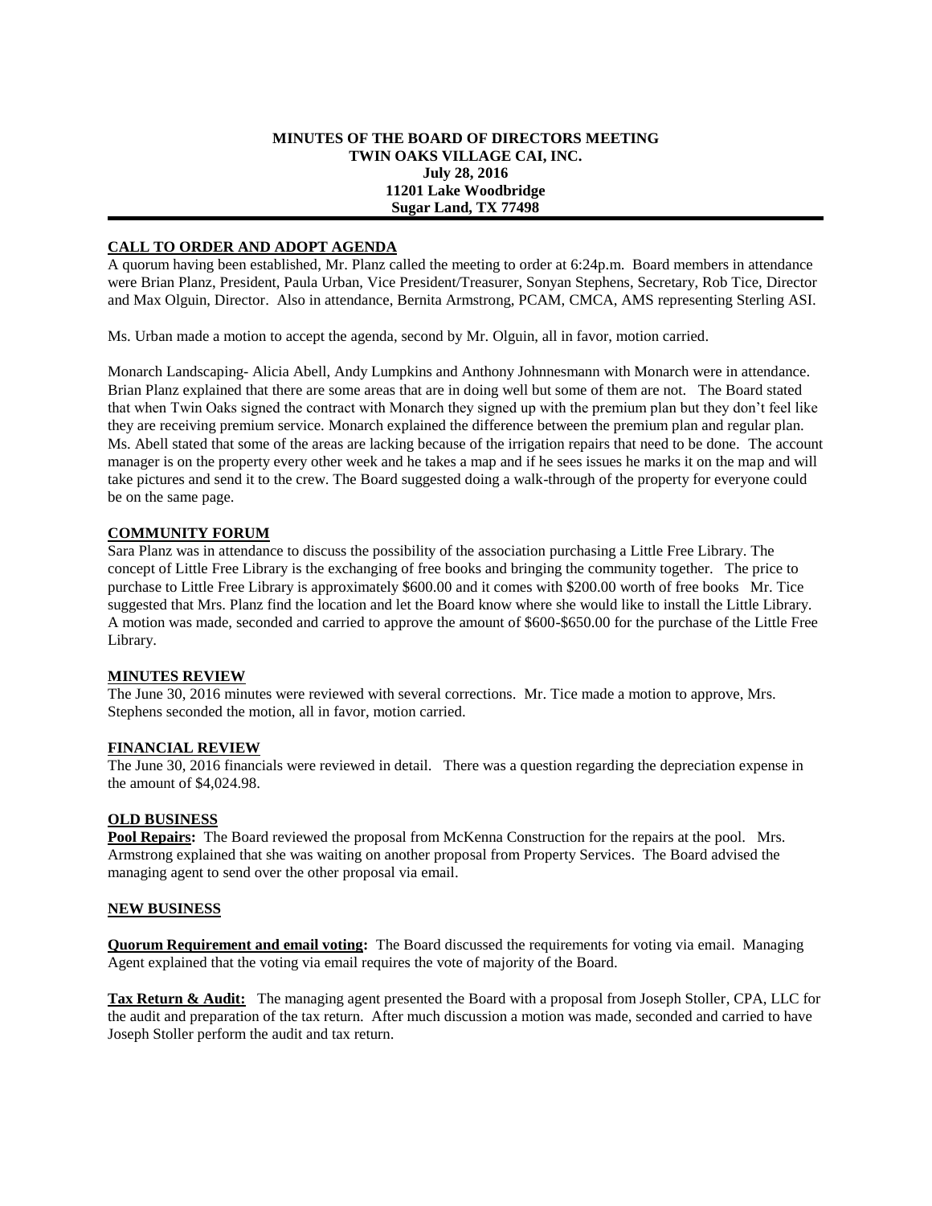**MINUTES OF THE BOARD OF DIRECTORS MEETING**
**TWIN OAKS VILLAGE CAI, INC.**
**July 28, 2016**
**11201 Lake Woodbridge**
**Sugar Land, TX 77498**

## CALL TO ORDER AND ADOPT AGENDA

A quorum having been established, Mr. Planz called the meeting to order at 6:24p.m. Board members in attendance were Brian Planz, President, Paula Urban, Vice President/Treasurer, Sonyan Stephens, Secretary, Rob Tice, Director and Max Olguin, Director. Also in attendance, Bernita Armstrong, PCAM, CMCA, AMS representing Sterling ASI.

Ms. Urban made a motion to accept the agenda, second by Mr. Olguin, all in favor, motion carried.

Monarch Landscaping- Alicia Abell, Andy Lumpkins and Anthony Johnnesmann with Monarch were in attendance. Brian Planz explained that there are some areas that are in doing well but some of them are not. The Board stated that when Twin Oaks signed the contract with Monarch they signed up with the premium plan but they don't feel like they are receiving premium service. Monarch explained the difference between the premium plan and regular plan. Ms. Abell stated that some of the areas are lacking because of the irrigation repairs that need to be done. The account manager is on the property every other week and he takes a map and if he sees issues he marks it on the map and will take pictures and send it to the crew. The Board suggested doing a walk-through of the property for everyone could be on the same page.

## COMMUNITY FORUM

Sara Planz was in attendance to discuss the possibility of the association purchasing a Little Free Library. The concept of Little Free Library is the exchanging of free books and bringing the community together. The price to purchase to Little Free Library is approximately $600.00 and it comes with $200.00 worth of free books Mr. Tice suggested that Mrs. Planz find the location and let the Board know where she would like to install the Little Library. A motion was made, seconded and carried to approve the amount of $600-$650.00 for the purchase of the Little Free Library.

## MINUTES REVIEW

The June 30, 2016 minutes were reviewed with several corrections. Mr. Tice made a motion to approve, Mrs. Stephens seconded the motion, all in favor, motion carried.

## FINANCIAL REVIEW

The June 30, 2016 financials were reviewed in detail. There was a question regarding the depreciation expense in the amount of $4,024.98.

## OLD BUSINESS

**Pool Repairs:** The Board reviewed the proposal from McKenna Construction for the repairs at the pool. Mrs. Armstrong explained that she was waiting on another proposal from Property Services. The Board advised the managing agent to send over the other proposal via email.

## NEW BUSINESS

**Quorum Requirement and email voting:** The Board discussed the requirements for voting via email. Managing Agent explained that the voting via email requires the vote of majority of the Board.

**Tax Return & Audit:** The managing agent presented the Board with a proposal from Joseph Stoller, CPA, LLC for the audit and preparation of the tax return. After much discussion a motion was made, seconded and carried to have Joseph Stoller perform the audit and tax return.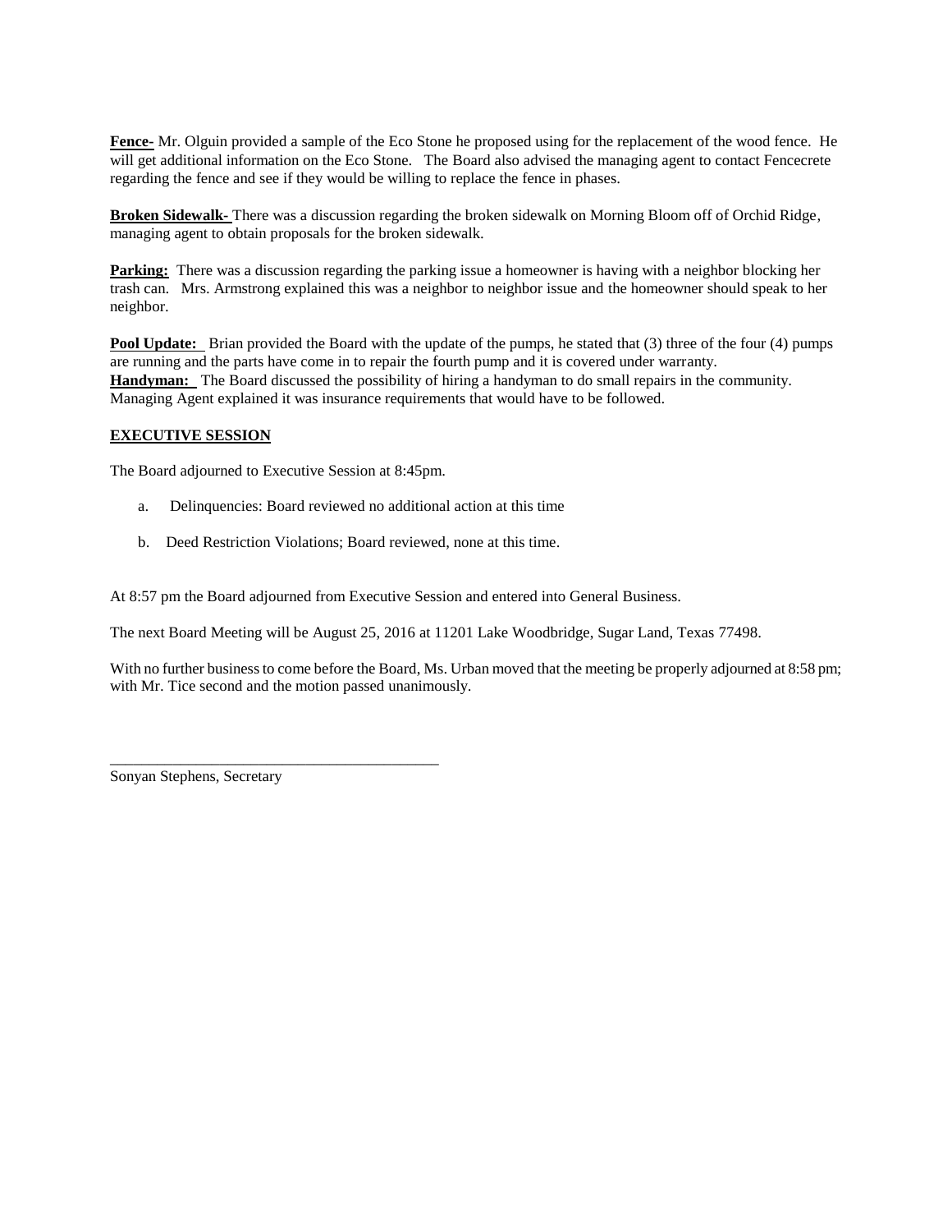**Fence-** Mr. Olguin provided a sample of the Eco Stone he proposed using for the replacement of the wood fence. He will get additional information on the Eco Stone. The Board also advised the managing agent to contact Fencecrete regarding the fence and see if they would be willing to replace the fence in phases.

**Broken Sidewalk-** There was a discussion regarding the broken sidewalk on Morning Bloom off of Orchid Ridge, managing agent to obtain proposals for the broken sidewalk.

**Parking:** There was a discussion regarding the parking issue a homeowner is having with a neighbor blocking her trash can. Mrs. Armstrong explained this was a neighbor to neighbor issue and the homeowner should speak to her neighbor.

**Pool Update:** Brian provided the Board with the update of the pumps, he stated that (3) three of the four (4) pumps are running and the parts have come in to repair the fourth pump and it is covered under warranty.

**Handyman:** The Board discussed the possibility of hiring a handyman to do small repairs in the community. Managing Agent explained it was insurance requirements that would have to be followed.

**EXECUTIVE SESSION**

The Board adjourned to Executive Session at 8:45pm.

a. Delinquencies: Board reviewed no additional action at this time

b. Deed Restriction Violations; Board reviewed, none at this time.

At 8:57 pm the Board adjourned from Executive Session and entered into General Business.

The next Board Meeting will be August 25, 2016 at 11201 Lake Woodbridge, Sugar Land, Texas 77498.

With no further business to come before the Board, Ms. Urban moved that the meeting be properly adjourned at 8:58 pm; with Mr. Tice second and the motion passed unanimously.

\_\_\_\_\_\_\_\_\_\_\_\_\_\_\_\_\_\_\_\_\_\_\_\_\_\_\_\_\_\_\_\_\_\_\_\_\_\_\_\_\_\_\_\_

Sonyan Stephens, Secretary